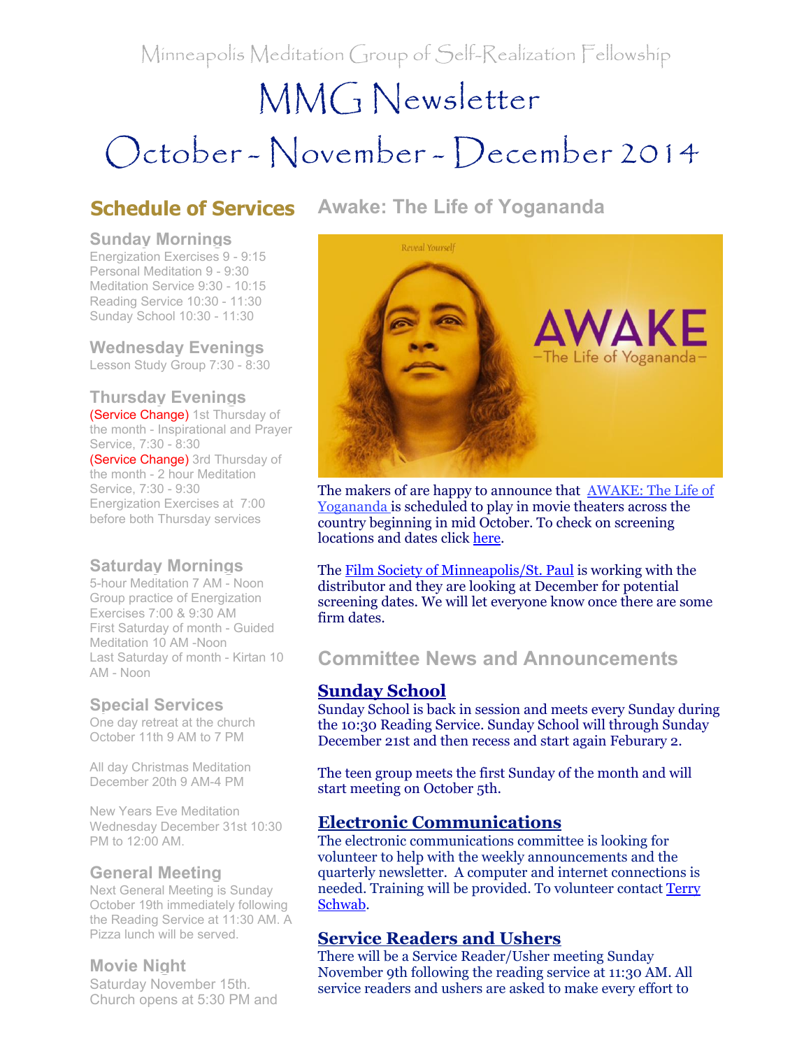Minneapolis Meditation Group of Self-Realization Fellowship

# MMG Newsletter

# October - November - December 2014

## Schedule of Services

### Sunday Mornings

Energization Exercises 9 - 9:15
Personal Meditation 9 - 9:30
Meditation Service 9:30 - 10:15
Reading Service 10:30 - 11:30
Sunday School 10:30 - 11:30

### Wednesday Evenings

Lesson Study Group 7:30 - 8:30

### Thursday Evenings

(Service Change) 1st Thursday of the month - Inspirational and Prayer Service, 7:30 - 8:30
(Service Change) 3rd Thursday of the month - 2 hour Meditation Service, 7:30 - 9:30
Energization Exercises at 7:00 before both Thursday services

### Saturday Mornings

5-hour Meditation 7 AM - Noon
Group practice of Energization Exercises 7:00 & 9:30 AM
First Saturday of month - Guided Meditation 10 AM -Noon
Last Saturday of month - Kirtan 10 AM - Noon

### Special Services

One day retreat at the church October 11th 9 AM to 7 PM

All day Christmas Meditation December 20th 9 AM-4 PM

New Years Eve Meditation Wednesday December 31st 10:30 PM to 12:00 AM.

### General Meeting

Next General Meeting is Sunday October 19th immediately following the Reading Service at 11:30 AM. A Pizza lunch will be served.

### Movie Night

Saturday November 15th. Church opens at 5:30 PM and

## Awake: The Life of Yogananda

The makers of are happy to announce that [AWAKE: The Life of Yogananda](#) is scheduled to play in movie theaters across the country beginning in mid October. To check on screening locations and dates click [here](#).

The [Film Society of Minneapolis/St. Paul](#) is working with the distributor and they are looking at December for potential screening dates. We will let everyone know once there are some firm dates.

## Committee News and Announcements

### Sunday School

Sunday School is back in session and meets every Sunday during the 10:30 Reading Service. Sunday School will through Sunday December 21st and then recess and start again Feburary 2.

The teen group meets the first Sunday of the month and will start meeting on October 5th.

### Electronic Communications

The electronic communications committee is looking for volunteer to help with the weekly announcements and the quarterly newsletter. A computer and internet connections is needed. Training will be provided. To volunteer contact [Terry Schwab](#).

### Service Readers and Ushers

There will be a Service Reader/Usher meeting Sunday November 9th following the reading service at 11:30 AM. All service readers and ushers are asked to make every effort to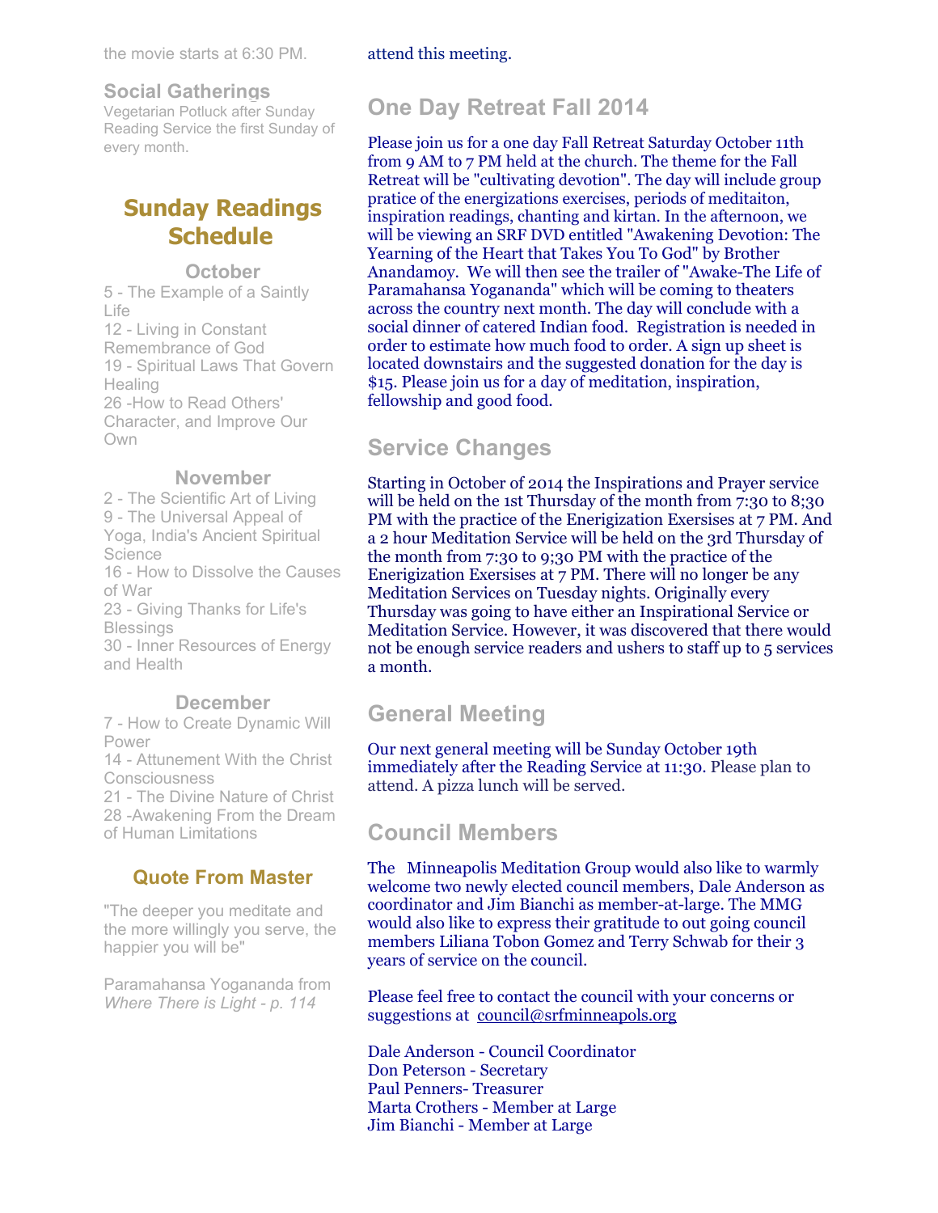the movie starts at 6:30 PM.

### Social Gatherings

Vegetarian Potluck after Sunday Reading Service the first Sunday of every month.

## Sunday Readings Schedule

### October

5 - The Example of a Saintly Life
12 - Living in Constant Remembrance of God
19 - Spiritual Laws That Govern Healing
26 -How to Read Others' Character, and Improve Our Own

### November

2 - The Scientific Art of Living
9 - The Universal Appeal of Yoga, India's Ancient Spiritual Science
16 - How to Dissolve the Causes of War
23 - Giving Thanks for Life's Blessings
30 - Inner Resources of Energy and Health

### December

7 - How to Create Dynamic Will Power
14 - Attunement With the Christ Consciousness
21 - The Divine Nature of Christ
28 -Awakening From the Dream of Human Limitations

### Quote From Master

"The deeper you meditate and the more willingly you serve, the happier you will be"

Paramahansa Yogananda from *Where There is Light - p. 114*

attend this meeting.

## One Day Retreat Fall 2014

Please join us for a one day Fall Retreat Saturday October 11th from 9 AM to 7 PM held at the church. The theme for the Fall Retreat will be "cultivating devotion". The day will include group pratice of the energizations exercises, periods of meditaiton, inspiration readings, chanting and kirtan. In the afternoon, we will be viewing an SRF DVD entitled "Awakening Devotion: The Yearning of the Heart that Takes You To God" by Brother Anandamoy. We will then see the trailer of "Awake-The Life of Paramahansa Yogananda" which will be coming to theaters across the country next month. The day will conclude with a social dinner of catered Indian food. Registration is needed in order to estimate how much food to order. A sign up sheet is located downstairs and the suggested donation for the day is $15. Please join us for a day of meditation, inspiration, fellowship and good food.

## Service Changes

Starting in October of 2014 the Inspirations and Prayer service will be held on the 1st Thursday of the month from 7:30 to 8;30 PM with the practice of the EneriGization Exersises at 7 PM. And a 2 hour Meditation Service will be held on the 3rd Thursday of the month from 7:30 to 9;30 PM with the practice of the EneriGization Exersises at 7 PM. There will no longer be any Meditation Services on Tuesday nights. Originally every Thursday was going to have either an Inspirational Service or Meditation Service. However, it was discovered that there would not be enough service readers and ushers to staff up to 5 services a month.

## General Meeting

Our next general meeting will be Sunday October 19th immediately after the Reading Service at 11:30. Please plan to attend. A pizza lunch will be served.

## Council Members

The Minneapolis Meditation Group would also like to warmly welcome two newly elected council members, Dale Anderson as coordinator and Jim Bianchi as member-at-large. The MMG would also like to express their gratitude to out going council members Liliana Tobon Gomez and Terry Schwab for their 3 years of service on the council.

Please feel free to contact the council with your concerns or suggestions at council@srfminneapols.org

Dale Anderson - Council Coordinator
Don Peterson - Secretary
Paul Penners- Treasurer
Marta Crothers - Member at Large
Jim Bianchi - Member at Large